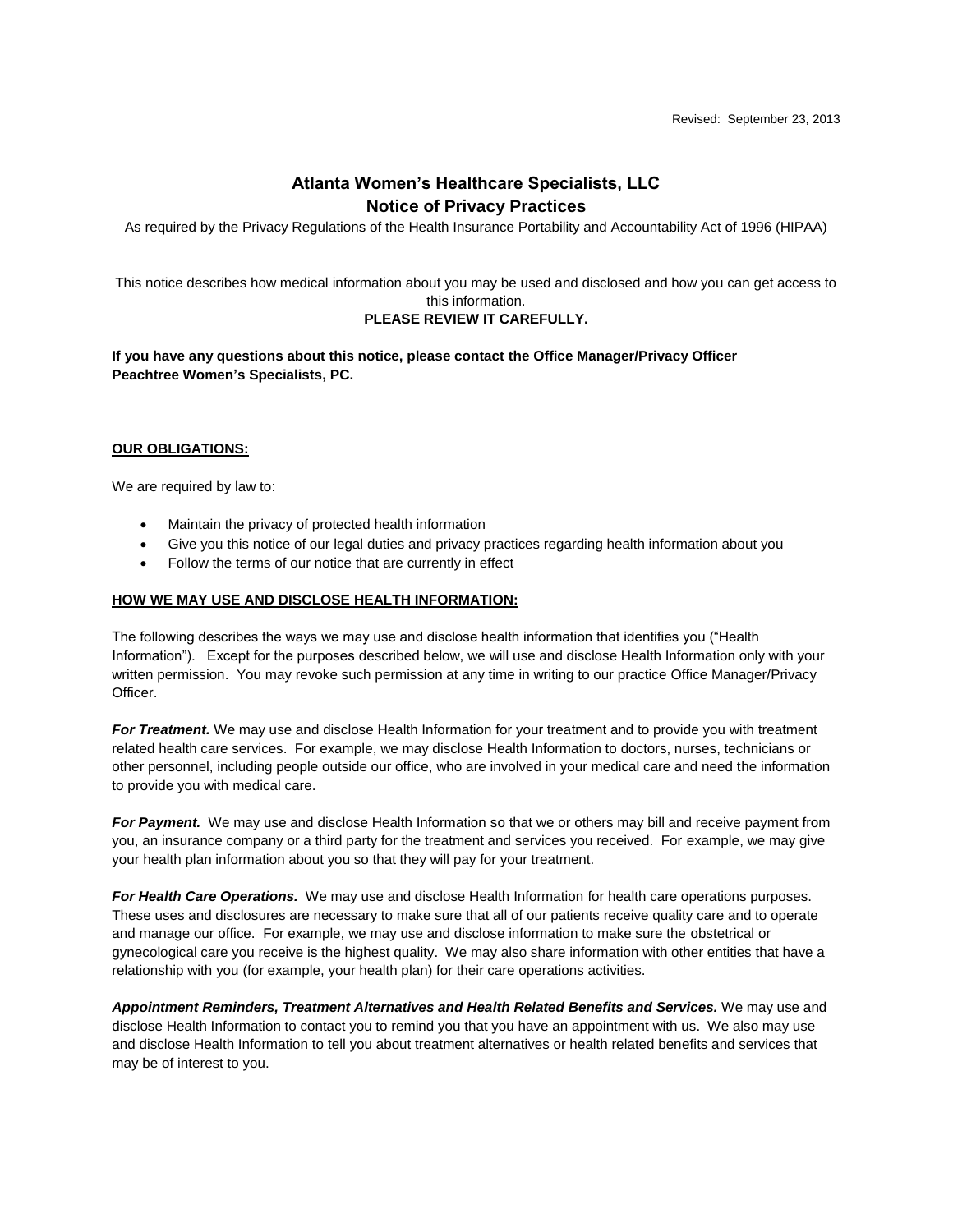Revised: September 23, 2013

# Atlanta Women's Healthcare Specialists, LLC
## Notice of Privacy Practices

As required by the Privacy Regulations of the Health Insurance Portability and Accountability Act of 1996 (HIPAA)

This notice describes how medical information about you may be used and disclosed and how you can get access to this information.

**PLEASE REVIEW IT CAREFULLY.**

**If you have any questions about this notice, please contact the Office Manager/Privacy Officer Peachtree Women's Specialists, PC.**

**OUR OBLIGATIONS:**

We are required by law to:

- Maintain the privacy of protected health information
- Give you this notice of our legal duties and privacy practices regarding health information about you
- Follow the terms of our notice that are currently in effect

**HOW WE MAY USE AND DISCLOSE HEALTH INFORMATION:**

The following describes the ways we may use and disclose health information that identifies you ("Health Information"). Except for the purposes described below, we will use and disclose Health Information only with your written permission. You may revoke such permission at any time in writing to our practice Office Manager/Privacy Officer.

***For Treatment.*** We may use and disclose Health Information for your treatment and to provide you with treatment related health care services. For example, we may disclose Health Information to doctors, nurses, technicians or other personnel, including people outside our office, who are involved in your medical care and need the information to provide you with medical care.

***For Payment.*** We may use and disclose Health Information so that we or others may bill and receive payment from you, an insurance company or a third party for the treatment and services you received. For example, we may give your health plan information about you so that they will pay for your treatment.

***For Health Care Operations.*** We may use and disclose Health Information for health care operations purposes. These uses and disclosures are necessary to make sure that all of our patients receive quality care and to operate and manage our office. For example, we may use and disclose information to make sure the obstetrical or gynecological care you receive is the highest quality. We may also share information with other entities that have a relationship with you (for example, your health plan) for their care operations activities.

***Appointment Reminders, Treatment Alternatives and Health Related Benefits and Services.*** We may use and disclose Health Information to contact you to remind you that you have an appointment with us. We also may use and disclose Health Information to tell you about treatment alternatives or health related benefits and services that may be of interest to you.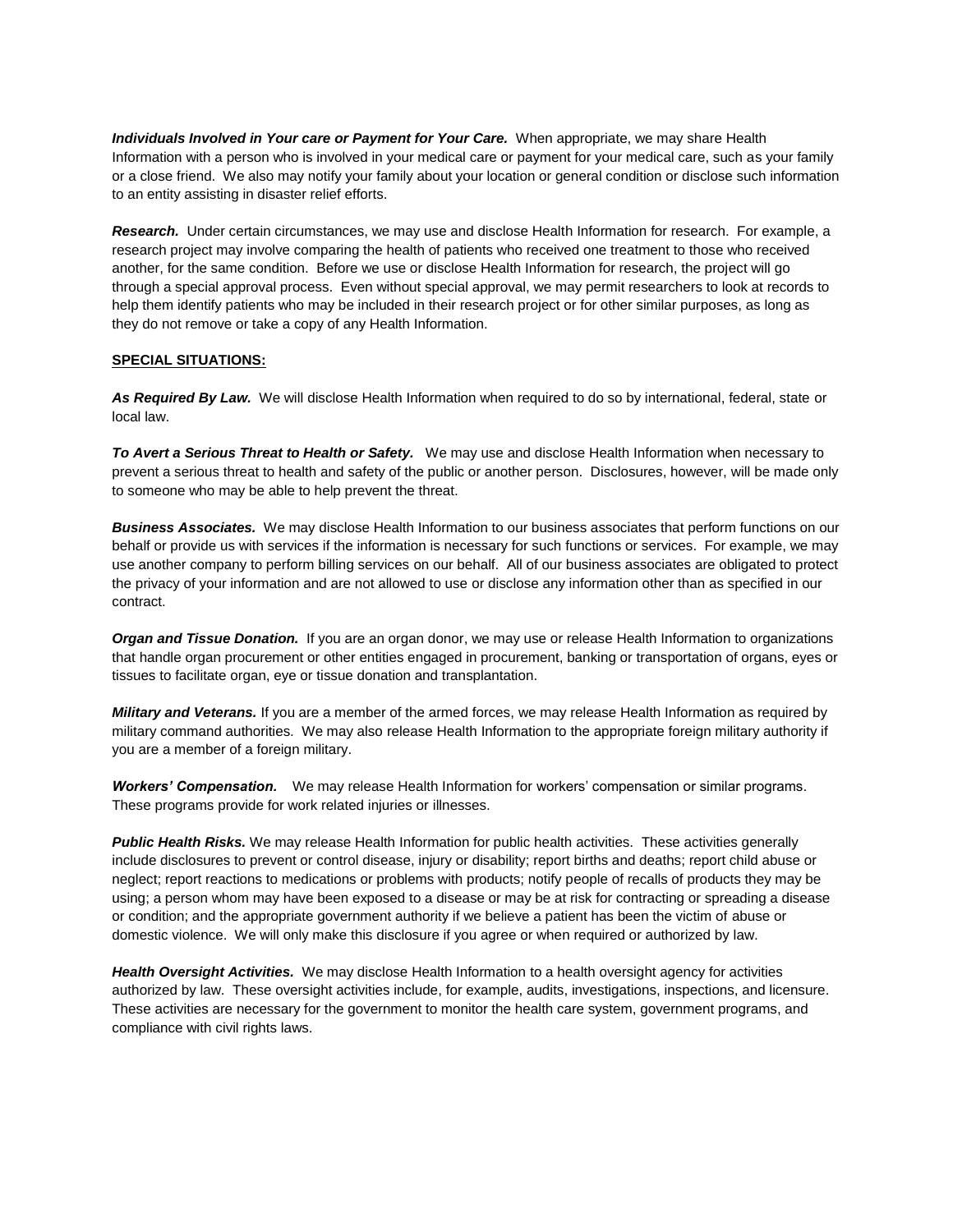***Individuals Involved in Your care or Payment for Your Care.*** When appropriate, we may share Health Information with a person who is involved in your medical care or payment for your medical care, such as your family or a close friend. We also may notify your family about your location or general condition or disclose such information to an entity assisting in disaster relief efforts.

***Research.*** Under certain circumstances, we may use and disclose Health Information for research. For example, a research project may involve comparing the health of patients who received one treatment to those who received another, for the same condition. Before we use or disclose Health Information for research, the project will go through a special approval process. Even without special approval, we may permit researchers to look at records to help them identify patients who may be included in their research project or for other similar purposes, as long as they do not remove or take a copy of any Health Information.

**SPECIAL SITUATIONS:**

***As Required By Law.*** We will disclose Health Information when required to do so by international, federal, state or local law.

***To Avert a Serious Threat to Health or Safety.*** We may use and disclose Health Information when necessary to prevent a serious threat to health and safety of the public or another person. Disclosures, however, will be made only to someone who may be able to help prevent the threat.

***Business Associates.*** We may disclose Health Information to our business associates that perform functions on our behalf or provide us with services if the information is necessary for such functions or services. For example, we may use another company to perform billing services on our behalf. All of our business associates are obligated to protect the privacy of your information and are not allowed to use or disclose any information other than as specified in our contract.

***Organ and Tissue Donation.*** If you are an organ donor, we may use or release Health Information to organizations that handle organ procurement or other entities engaged in procurement, banking or transportation of organs, eyes or tissues to facilitate organ, eye or tissue donation and transplantation.

***Military and Veterans.*** If you are a member of the armed forces, we may release Health Information as required by military command authorities. We may also release Health Information to the appropriate foreign military authority if you are a member of a foreign military.

***Workers' Compensation.*** We may release Health Information for workers' compensation or similar programs. These programs provide for work related injuries or illnesses.

***Public Health Risks.*** We may release Health Information for public health activities. These activities generally include disclosures to prevent or control disease, injury or disability; report births and deaths; report child abuse or neglect; report reactions to medications or problems with products; notify people of recalls of products they may be using; a person whom may have been exposed to a disease or may be at risk for contracting or spreading a disease or condition; and the appropriate government authority if we believe a patient has been the victim of abuse or domestic violence. We will only make this disclosure if you agree or when required or authorized by law.

***Health Oversight Activities.*** We may disclose Health Information to a health oversight agency for activities authorized by law. These oversight activities include, for example, audits, investigations, inspections, and licensure. These activities are necessary for the government to monitor the health care system, government programs, and compliance with civil rights laws.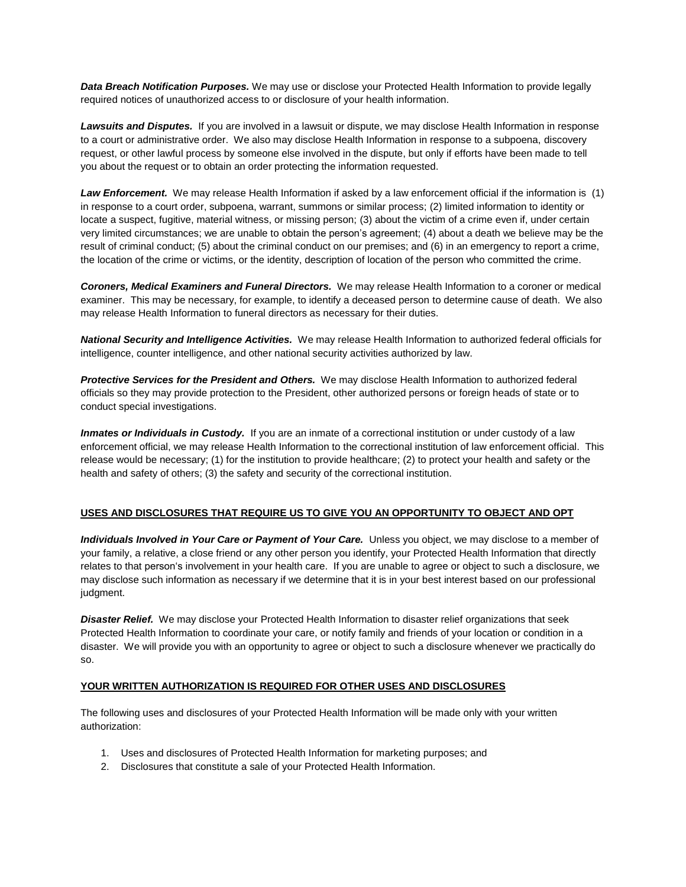***Data Breach Notification Purposes.*** We may use or disclose your Protected Health Information to provide legally required notices of unauthorized access to or disclosure of your health information.

***Lawsuits and Disputes.*** If you are involved in a lawsuit or dispute, we may disclose Health Information in response to a court or administrative order. We also may disclose Health Information in response to a subpoena, discovery request, or other lawful process by someone else involved in the dispute, but only if efforts have been made to tell you about the request or to obtain an order protecting the information requested.

***Law Enforcement.*** We may release Health Information if asked by a law enforcement official if the information is (1) in response to a court order, subpoena, warrant, summons or similar process; (2) limited information to identity or locate a suspect, fugitive, material witness, or missing person; (3) about the victim of a crime even if, under certain very limited circumstances; we are unable to obtain the person's agreement; (4) about a death we believe may be the result of criminal conduct; (5) about the criminal conduct on our premises; and (6) in an emergency to report a crime, the location of the crime or victims, or the identity, description of location of the person who committed the crime.

***Coroners, Medical Examiners and Funeral Directors.*** We may release Health Information to a coroner or medical examiner. This may be necessary, for example, to identify a deceased person to determine cause of death. We also may release Health Information to funeral directors as necessary for their duties.

***National Security and Intelligence Activities.*** We may release Health Information to authorized federal officials for intelligence, counter intelligence, and other national security activities authorized by law.

***Protective Services for the President and Others.*** We may disclose Health Information to authorized federal officials so they may provide protection to the President, other authorized persons or foreign heads of state or to conduct special investigations.

***Inmates or Individuals in Custody.*** If you are an inmate of a correctional institution or under custody of a law enforcement official, we may release Health Information to the correctional institution of law enforcement official. This release would be necessary; (1) for the institution to provide healthcare; (2) to protect your health and safety or the health and safety of others; (3) the safety and security of the correctional institution.

**USES AND DISCLOSURES THAT REQUIRE US TO GIVE YOU AN OPPORTUNITY TO OBJECT AND OPT**

***Individuals Involved in Your Care or Payment of Your Care.*** Unless you object, we may disclose to a member of your family, a relative, a close friend or any other person you identify, your Protected Health Information that directly relates to that person's involvement in your health care. If you are unable to agree or object to such a disclosure, we may disclose such information as necessary if we determine that it is in your best interest based on our professional judgment.

***Disaster Relief.*** We may disclose your Protected Health Information to disaster relief organizations that seek Protected Health Information to coordinate your care, or notify family and friends of your location or condition in a disaster. We will provide you with an opportunity to agree or object to such a disclosure whenever we practically do so.

**YOUR WRITTEN AUTHORIZATION IS REQUIRED FOR OTHER USES AND DISCLOSURES**

The following uses and disclosures of your Protected Health Information will be made only with your written authorization:

1. Uses and disclosures of Protected Health Information for marketing purposes; and
2. Disclosures that constitute a sale of your Protected Health Information.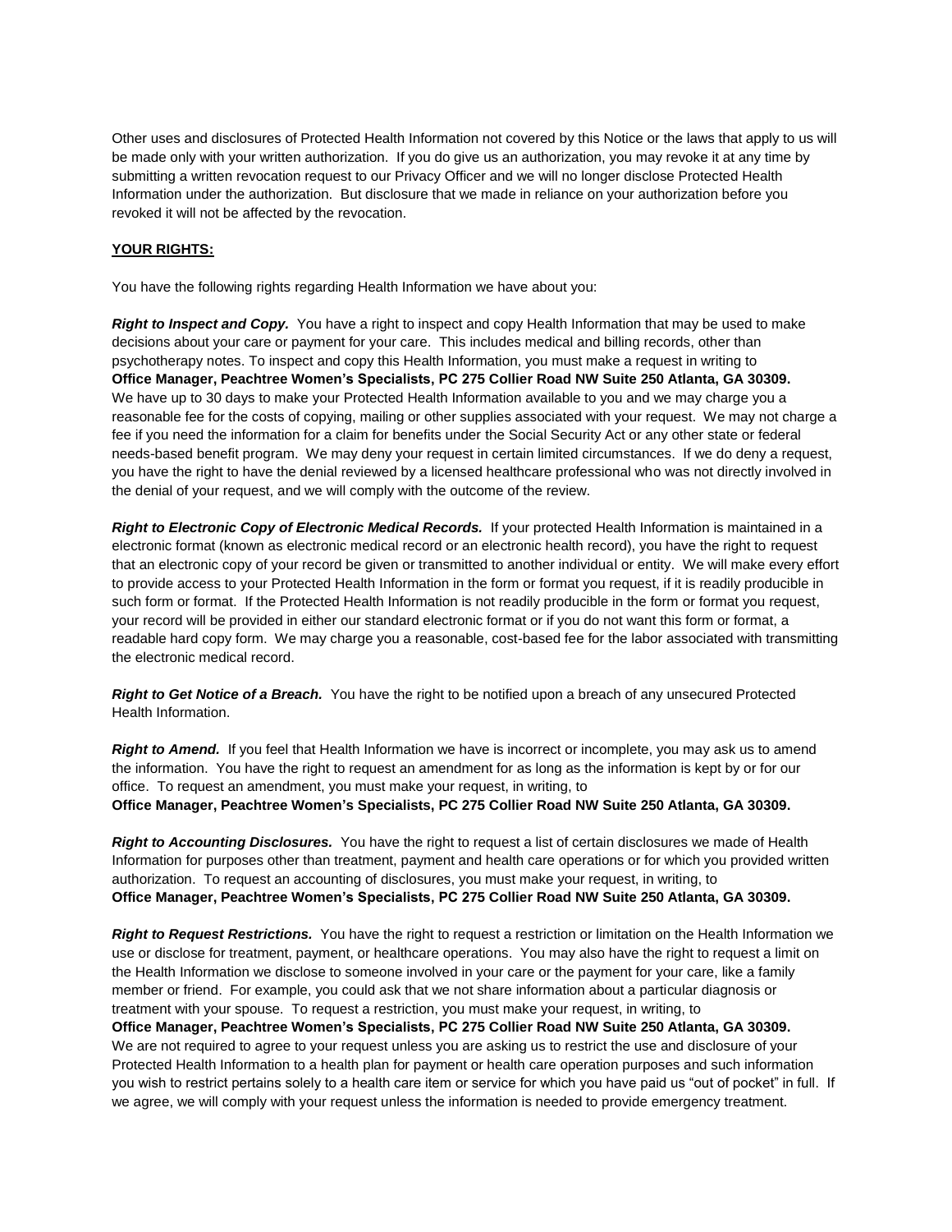Other uses and disclosures of Protected Health Information not covered by this Notice or the laws that apply to us will be made only with your written authorization. If you do give us an authorization, you may revoke it at any time by submitting a written revocation request to our Privacy Officer and we will no longer disclose Protected Health Information under the authorization. But disclosure that we made in reliance on your authorization before you revoked it will not be affected by the revocation.

**YOUR RIGHTS:**

You have the following rights regarding Health Information we have about you:

***Right to Inspect and Copy.*** You have a right to inspect and copy Health Information that may be used to make decisions about your care or payment for your care. This includes medical and billing records, other than psychotherapy notes. To inspect and copy this Health Information, you must make a request in writing to
**Office Manager, Peachtree Women's Specialists, PC 275 Collier Road NW Suite 250 Atlanta, GA 30309.**
We have up to 30 days to make your Protected Health Information available to you and we may charge you a reasonable fee for the costs of copying, mailing or other supplies associated with your request. We may not charge a fee if you need the information for a claim for benefits under the Social Security Act or any other state or federal needs-based benefit program. We may deny your request in certain limited circumstances. If we do deny a request, you have the right to have the denial reviewed by a licensed healthcare professional who was not directly involved in the denial of your request, and we will comply with the outcome of the review.

***Right to Electronic Copy of Electronic Medical Records.*** If your protected Health Information is maintained in a electronic format (known as electronic medical record or an electronic health record), you have the right to request that an electronic copy of your record be given or transmitted to another individual or entity. We will make every effort to provide access to your Protected Health Information in the form or format you request, if it is readily producible in such form or format. If the Protected Health Information is not readily producible in the form or format you request, your record will be provided in either our standard electronic format or if you do not want this form or format, a readable hard copy form. We may charge you a reasonable, cost-based fee for the labor associated with transmitting the electronic medical record.

***Right to Get Notice of a Breach.*** You have the right to be notified upon a breach of any unsecured Protected Health Information.

***Right to Amend.*** If you feel that Health Information we have is incorrect or incomplete, you may ask us to amend the information. You have the right to request an amendment for as long as the information is kept by or for our office. To request an amendment, you must make your request, in writing, to
**Office Manager, Peachtree Women's Specialists, PC 275 Collier Road NW Suite 250 Atlanta, GA 30309.**

***Right to Accounting Disclosures.*** You have the right to request a list of certain disclosures we made of Health Information for purposes other than treatment, payment and health care operations or for which you provided written authorization. To request an accounting of disclosures, you must make your request, in writing, to
**Office Manager, Peachtree Women's Specialists, PC 275 Collier Road NW Suite 250 Atlanta, GA 30309.**

***Right to Request Restrictions.*** You have the right to request a restriction or limitation on the Health Information we use or disclose for treatment, payment, or healthcare operations. You may also have the right to request a limit on the Health Information we disclose to someone involved in your care or the payment for your care, like a family member or friend. For example, you could ask that we not share information about a particular diagnosis or treatment with your spouse. To request a restriction, you must make your request, in writing, to
**Office Manager, Peachtree Women's Specialists, PC 275 Collier Road NW Suite 250 Atlanta, GA 30309.**
We are not required to agree to your request unless you are asking us to restrict the use and disclosure of your Protected Health Information to a health plan for payment or health care operation purposes and such information you wish to restrict pertains solely to a health care item or service for which you have paid us "out of pocket" in full. If we agree, we will comply with your request unless the information is needed to provide emergency treatment.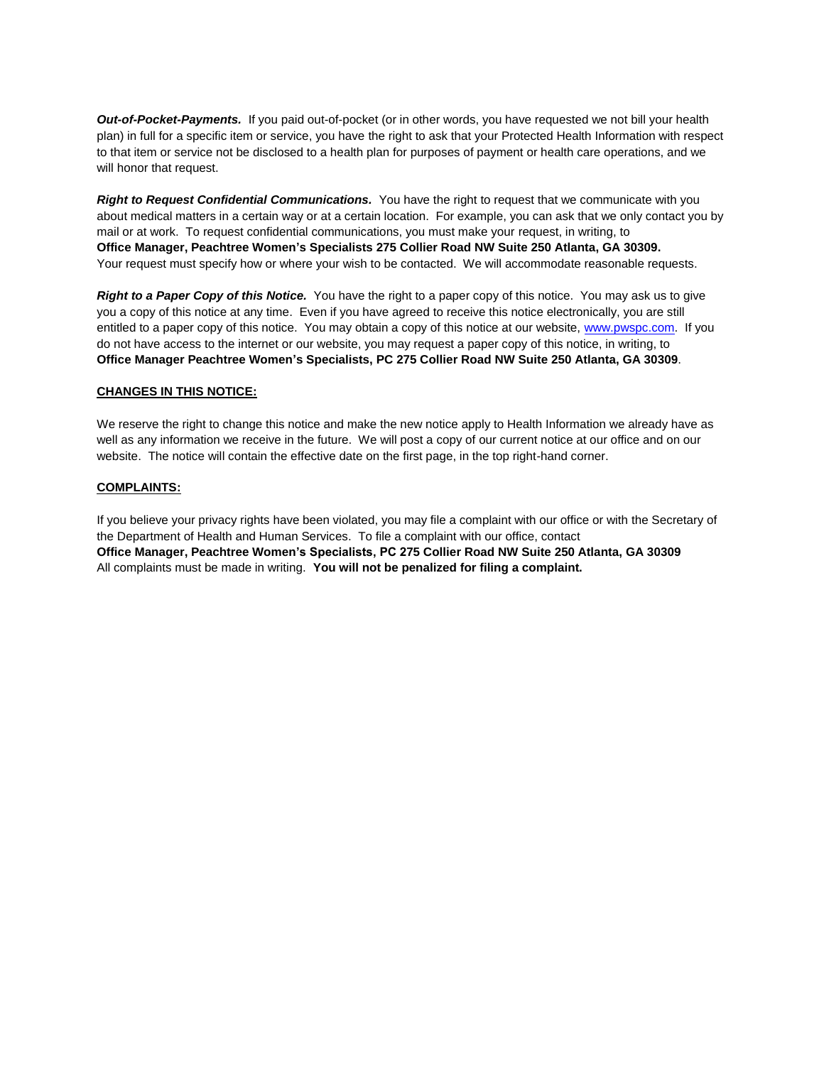***Out-of-Pocket-Payments.*** If you paid out-of-pocket (or in other words, you have requested we not bill your health plan) in full for a specific item or service, you have the right to ask that your Protected Health Information with respect to that item or service not be disclosed to a health plan for purposes of payment or health care operations, and we will honor that request.

***Right to Request Confidential Communications.*** You have the right to request that we communicate with you about medical matters in a certain way or at a certain location. For example, you can ask that we only contact you by mail or at work. To request confidential communications, you must make your request, in writing, to
**Office Manager, Peachtree Women's Specialists 275 Collier Road NW Suite 250 Atlanta, GA 30309.**
Your request must specify how or where your wish to be contacted. We will accommodate reasonable requests.

***Right to a Paper Copy of this Notice.*** You have the right to a paper copy of this notice. You may ask us to give you a copy of this notice at any time. Even if you have agreed to receive this notice electronically, you are still entitled to a paper copy of this notice. You may obtain a copy of this notice at our website, [www.pwspc.com](www.pwspc.com). If you do not have access to the internet or our website, you may request a paper copy of this notice, in writing, to
**Office Manager Peachtree Women's Specialists, PC 275 Collier Road NW Suite 250 Atlanta, GA 30309**.

## CHANGES IN THIS NOTICE:

We reserve the right to change this notice and make the new notice apply to Health Information we already have as well as any information we receive in the future. We will post a copy of our current notice at our office and on our website. The notice will contain the effective date on the first page, in the top right-hand corner.

## COMPLAINTS:

If you believe your privacy rights have been violated, you may file a complaint with our office or with the Secretary of the Department of Health and Human Services. To file a complaint with our office, contact
**Office Manager, Peachtree Women's Specialists, PC 275 Collier Road NW Suite 250 Atlanta, GA 30309**
All complaints must be made in writing. **You will not be penalized for filing a complaint.**